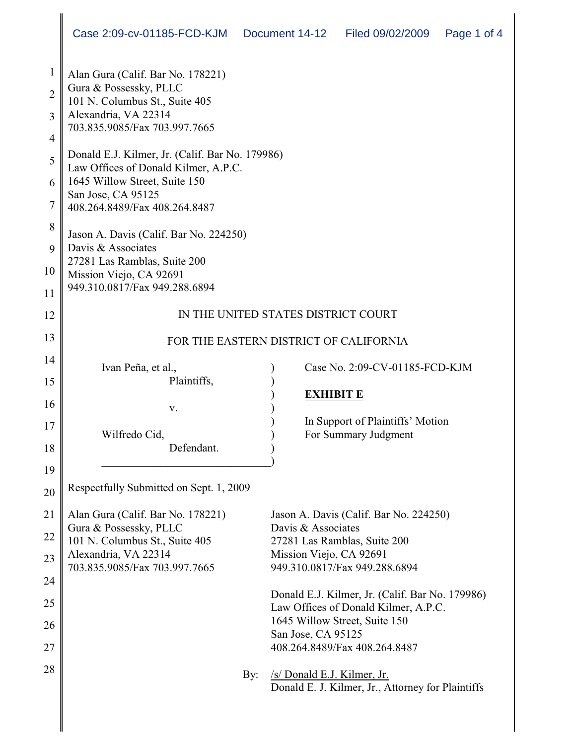Alan Gura (Calif. Bar No. 178221)
Gura & Possessky, PLLC
101 N. Columbus St., Suite 405
Alexandria, VA 22314
703.835.9085/Fax 703.997.7665

Donald E.J. Kilmer, Jr. (Calif. Bar No. 179986)
Law Offices of Donald Kilmer, A.P.C.
1645 Willow Street, Suite 150
San Jose, CA 95125
408.264.8489/Fax 408.264.8487

Jason A. Davis (Calif. Bar No. 224250)
Davis & Associates
27281 Las Ramblas, Suite 200
Mission Viejo, CA 92691
949.310.0817/Fax 949.288.6894

IN THE UNITED STATES DISTRICT COURT

FOR THE EASTERN DISTRICT OF CALIFORNIA

Ivan Peña, et al.,
Plaintiffs,

v.

Wilfredo Cid,
Defendant.

Case No. 2:09-CV-01185-FCD-KJM

**EXHIBIT E**

In Support of Plaintiffs' Motion For Summary Judgment

Respectfully Submitted on Sept. 1, 2009

Alan Gura (Calif. Bar No. 178221)
Gura & Possessky, PLLC
101 N. Columbus St., Suite 405
Alexandria, VA 22314
703.835.9085/Fax 703.997.7665

Jason A. Davis (Calif. Bar No. 224250)
Davis & Associates
27281 Las Ramblas, Suite 200
Mission Viejo, CA 92691
949.310.0817/Fax 949.288.6894

Donald E.J. Kilmer, Jr. (Calif. Bar No. 179986)
Law Offices of Donald Kilmer, A.P.C.
1645 Willow Street, Suite 150
San Jose, CA 95125
408.264.8489/Fax 408.264.8487

By: /s/ Donald E.J. Kilmer, Jr.
Donald E. J. Kilmer, Jr., Attorney for Plaintiffs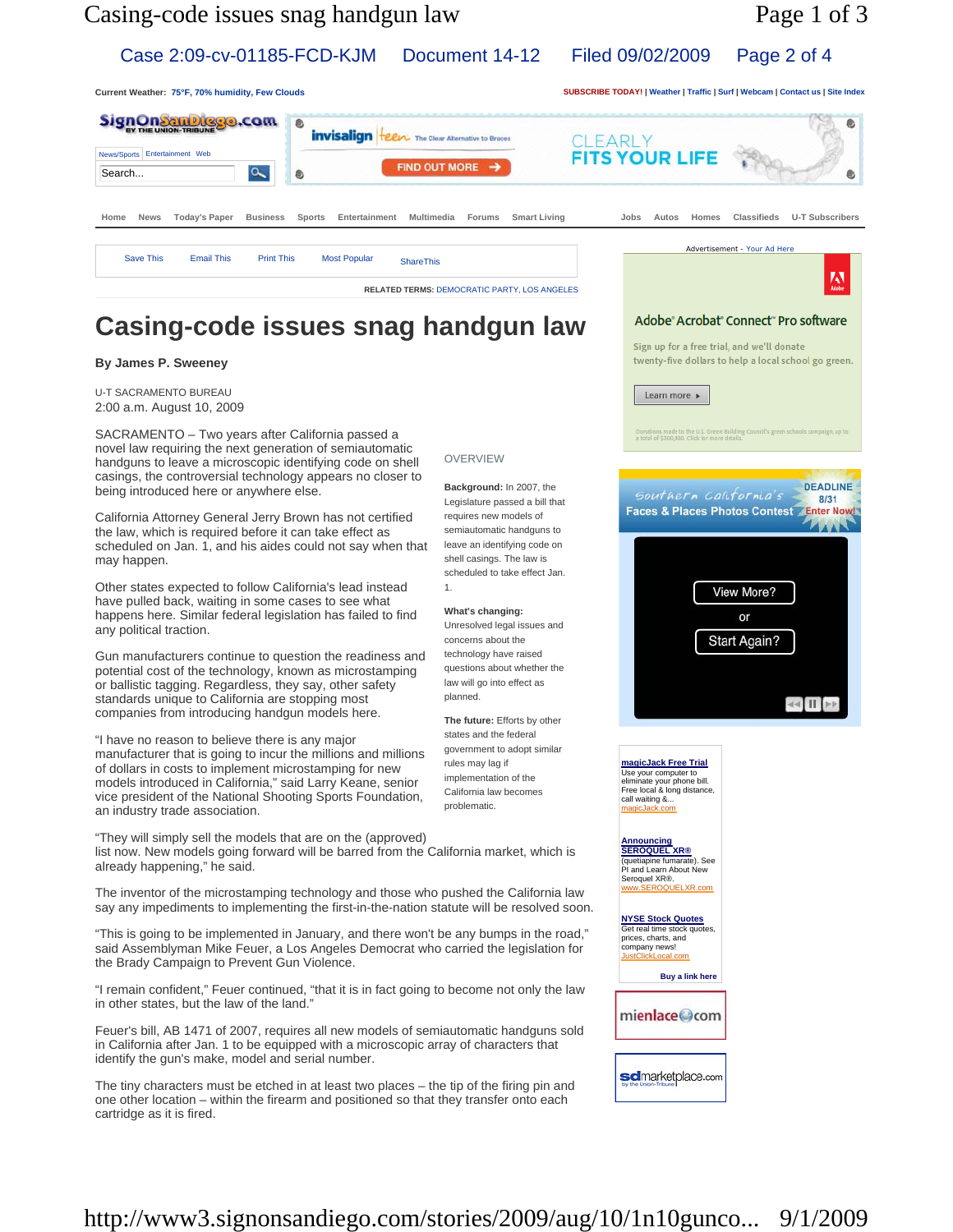# Casing-code issues snag handgun law

**By James P. Sweeney**

U-T SACRAMENTO BUREAU
2:00 a.m. August 10, 2009

SACRAMENTO – Two years after California passed a novel law requiring the next generation of semiautomatic handguns to leave a microscopic identifying code on shell casings, the controversial technology appears no closer to being introduced here or anywhere else.

California Attorney General Jerry Brown has not certified the law, which is required before it can take effect as scheduled on Jan. 1, and his aides could not say when that may happen.

Other states expected to follow California's lead instead have pulled back, waiting in some cases to see what happens here. Similar federal legislation has failed to find any political traction.

Gun manufacturers continue to question the readiness and potential cost of the technology, known as microstamping or ballistic tagging. Regardless, they say, other safety standards unique to California are stopping most companies from introducing handgun models here.

"I have no reason to believe there is any major manufacturer that is going to incur the millions and millions of dollars in costs to implement microstamping for new models introduced in California," said Larry Keane, senior vice president of the National Shooting Sports Foundation, an industry trade association.

"They will simply sell the models that are on the (approved) list now. New models going forward will be barred from the California market, which is already happening," he said.

The inventor of the microstamping technology and those who pushed the California law say any impediments to implementing the first-in-the-nation statute will be resolved soon.

"This is going to be implemented in January, and there won't be any bumps in the road," said Assemblyman Mike Feuer, a Los Angeles Democrat who carried the legislation for the Brady Campaign to Prevent Gun Violence.

"I remain confident," Feuer continued, "that it is in fact going to become not only the law in other states, but the law of the land."

Feuer's bill, AB 1471 of 2007, requires all new models of semiautomatic handguns sold in California after Jan. 1 to be equipped with a microscopic array of characters that identify the gun's make, model and serial number.

The tiny characters must be etched in at least two places – the tip of the firing pin and one other location – within the firearm and positioned so that they transfer onto each cartridge as it is fired.

OVERVIEW

**Background:** In 2007, the Legislature passed a bill that requires new models of semiautomatic handguns to leave an identifying code on shell casings. The law is scheduled to take effect Jan. 1.

**What's changing:** Unresolved legal issues and concerns about the technology have raised questions about whether the law will go into effect as planned.

**The future:** Efforts by other states and the federal government to adopt similar rules may lag if implementation of the California law becomes problematic.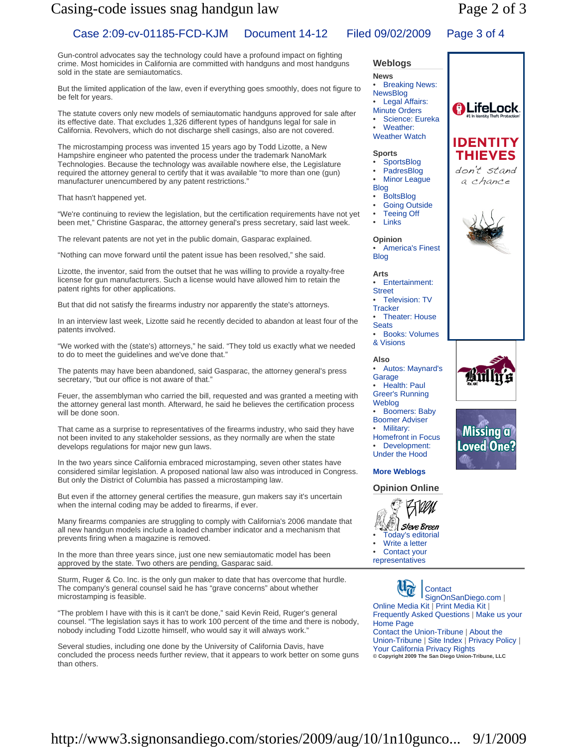Gun-control advocates say the technology could have a profound impact on fighting crime. Most homicides in California are committed with handguns and most handguns sold in the state are semiautomatics.

But the limited application of the law, even if everything goes smoothly, does not figure to be felt for years.

The statute covers only new models of semiautomatic handguns approved for sale after its effective date. That excludes 1,326 different types of handguns legal for sale in California. Revolvers, which do not discharge shell casings, also are not covered.

The microstamping process was invented 15 years ago by Todd Lizotte, a New Hampshire engineer who patented the process under the trademark NanoMark Technologies. Because the technology was available nowhere else, the Legislature required the attorney general to certify that it was available "to more than one (gun) manufacturer unencumbered by any patent restrictions."

That hasn't happened yet.

"We're continuing to review the legislation, but the certification requirements have not yet been met," Christine Gasparac, the attorney general's press secretary, said last week.

The relevant patents are not yet in the public domain, Gasparac explained.

"Nothing can move forward until the patent issue has been resolved," she said.

Lizotte, the inventor, said from the outset that he was willing to provide a royalty-free license for gun manufacturers. Such a license would have allowed him to retain the patent rights for other applications.

But that did not satisfy the firearms industry nor apparently the state's attorneys.

In an interview last week, Lizotte said he recently decided to abandon at least four of the patents involved.

"We worked with the (state's) attorneys," he said. "They told us exactly what we needed to do to meet the guidelines and we've done that."

The patents may have been abandoned, said Gasparac, the attorney general's press secretary, "but our office is not aware of that."

Feuer, the assemblyman who carried the bill, requested and was granted a meeting with the attorney general last month. Afterward, he said he believes the certification process will be done soon.

That came as a surprise to representatives of the firearms industry, who said they have not been invited to any stakeholder sessions, as they normally are when the state develops regulations for major new gun laws.

In the two years since California embraced microstamping, seven other states have considered similar legislation. A proposed national law also was introduced in Congress. But only the District of Columbia has passed a microstamping law.

But even if the attorney general certifies the measure, gun makers say it's uncertain when the internal coding may be added to firearms, if ever.

Many firearms companies are struggling to comply with California's 2006 mandate that all new handgun models include a loaded chamber indicator and a mechanism that prevents firing when a magazine is removed.

In the more than three years since, just one new semiautomatic model has been approved by the state. Two others are pending, Gasparac said.

Sturm, Ruger & Co. Inc. is the only gun maker to date that has overcome that hurdle. The company's general counsel said he has "grave concerns" about whether microstamping is feasible.

"The problem I have with this is it can't be done," said Kevin Reid, Ruger's general counsel. "The legislation says it has to work 100 percent of the time and there is nobody, nobody including Todd Lizotte himself, who would say it will always work."

Several studies, including one done by the University of California Davis, have concluded the process needs further review, that it appears to work better on some guns than others.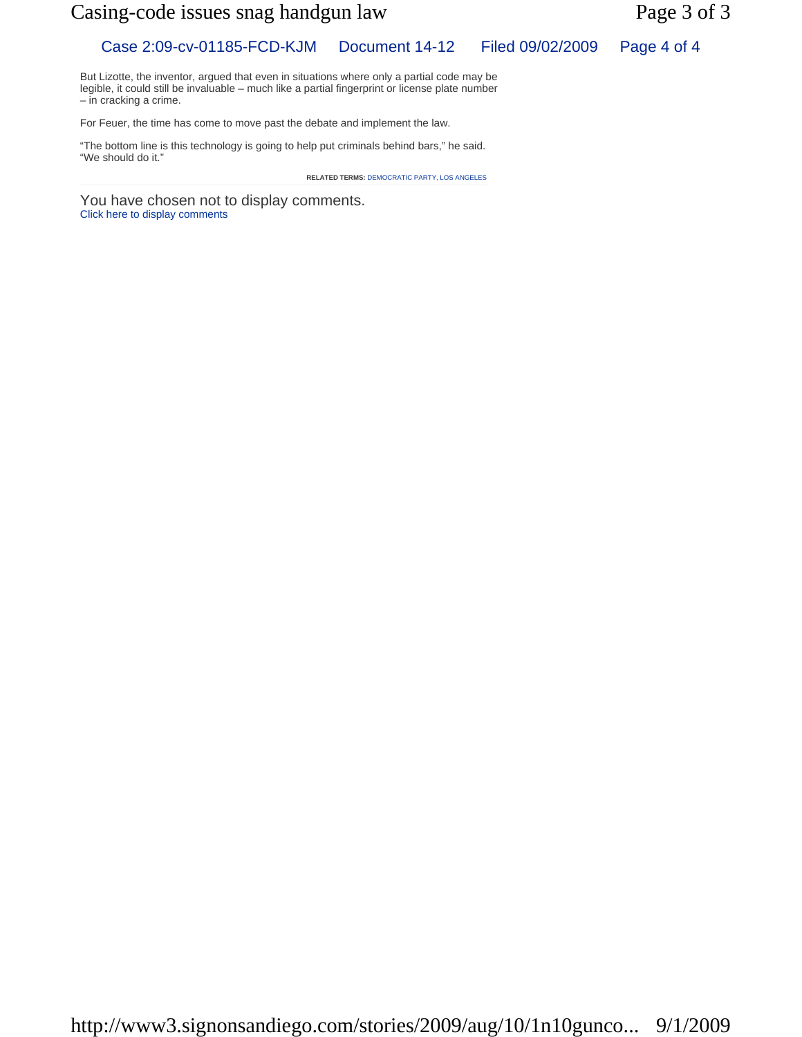But Lizotte, the inventor, argued that even in situations where only a partial code may be legible, it could still be invaluable – much like a partial fingerprint or license plate number – in cracking a crime.

For Feuer, the time has come to move past the debate and implement the law.

“The bottom line is this technology is going to help put criminals behind bars,” he said. “We should do it.”

**RELATED TERMS:** DEMOCRATIC PARTY, LOS ANGELES

You have chosen not to display comments.
Click here to display comments